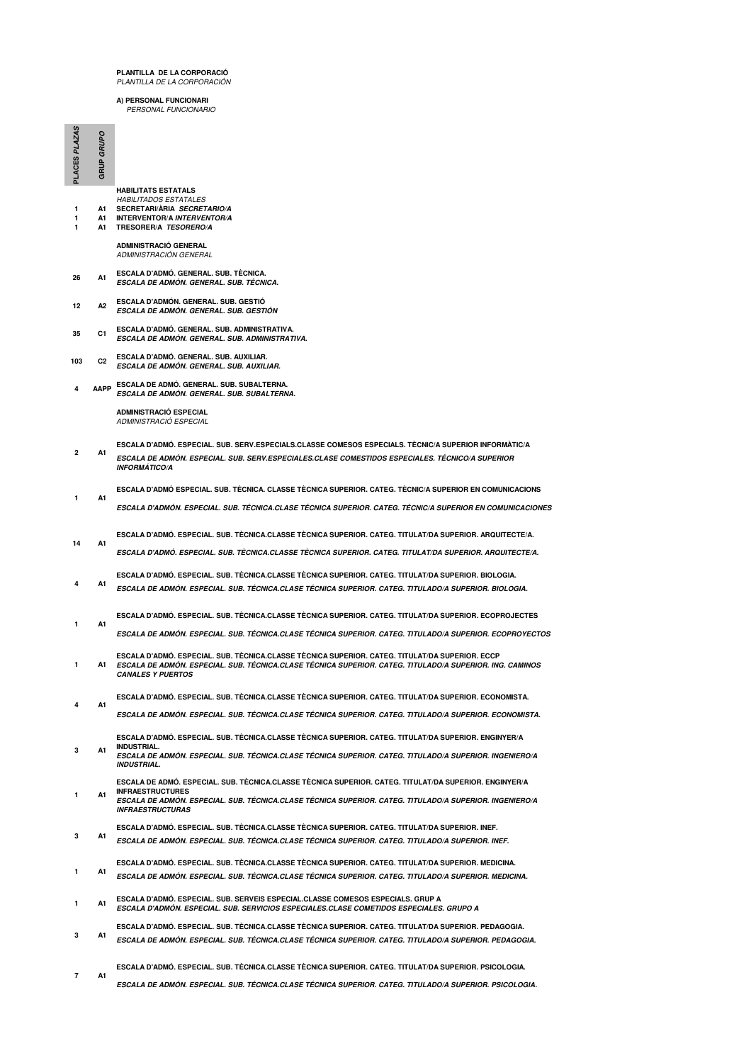**PLANTILLA DE LA CORPORACIÓ**
*PLANTILLA DE LA CORPORACIÓN*

**A) PERSONAL FUNCIONARI**
*PERSONAL FUNCIONARIO*

| PLACES *PLAZAS* | GRUP *GRUPO* | |
|---|---|---|
| | | **HABILITATS ESTATALS** *HABILITADOS ESTATALES* |
| 1 | A1 | **SECRETARI/ÀRIA** ***SECRETARIO/A*** |
| 1 | A1 | **INTERVENTOR/A** ***INTERVENTOR/A*** |
| 1 | A1 | **TRESORER/A** ***TESORERO/A*** |
| | | **ADMINISTRACIÓ GENERAL** *ADMINISTRACIÓN GENERAL* |
| 26 | A1 | **ESCALA D'ADMÓ. GENERAL. SUB. TÈCNICA.** ***ESCALA DE ADMÓN. GENERAL. SUB. TÉCNICA.*** |
| 12 | A2 | **ESCALA D'ADMÓN. GENERAL. SUB. GESTIÓ** ***ESCALA DE ADMÓN. GENERAL. SUB. GESTIÓN*** |
| 35 | C1 | **ESCALA D'ADMÓ. GENERAL. SUB. ADMINISTRATIVA.** ***ESCALA DE ADMÓN. GENERAL. SUB. ADMINISTRATIVA.*** |
| 103 | C2 | **ESCALA D'ADMÓ. GENERAL. SUB. AUXILIAR.** ***ESCALA DE ADMÓN. GENERAL. SUB. AUXILIAR.*** |
| 4 | AAPP | **ESCALA DE ADMÓ. GENERAL. SUB. SUBALTERNA.** ***ESCALA DE ADMÓN. GENERAL. SUB. SUBALTERNA.*** |
| | | **ADMINISTRACIÓ ESPECIAL** *ADMINISTRACIÓ ESPECIAL* |
| 2 | A1 | **ESCALA D'ADMÓ. ESPECIAL. SUB. SERV.ESPECIALS.CLASSE COMESOS ESPECIALS. TÈCNIC/A SUPERIOR INFORMÀTIC/A** ***ESCALA DE ADMÓN. ESPECIAL. SUB. SERV.ESPECIALES.CLASE COMESTIDOS ESPECIALES. TÉCNICO/A SUPERIOR INFORMÁTICO/A*** |
| 1 | A1 | **ESCALA D'ADMÓ ESPECIAL. SUB. TÈCNICA. CLASSE TÈCNICA SUPERIOR. CATEG. TÈCNIC/A SUPERIOR EN COMUNICACIONS** ***ESCALA D'ADMÓN. ESPECIAL. SUB. TÉCNICA.CLASE TÉCNICA SUPERIOR. CATEG. TÉCNIC/A SUPERIOR EN COMUNICACIONES*** |
| 14 | A1 | **ESCALA D'ADMÓ. ESPECIAL. SUB. TÈCNICA.CLASSE TÈCNICA SUPERIOR. CATEG. TITULAT/DA SUPERIOR. ARQUITECTE/A.** ***ESCALA D'ADMÓ. ESPECIAL. SUB. TÈCNICA.CLASSE TÈCNICA SUPERIOR. CATEG. TITULAT/DA SUPERIOR. ARQUITECTE/A.*** |
| 4 | A1 | **ESCALA D'ADMÓ. ESPECIAL. SUB. TÈCNICA.CLASSE TÈCNICA SUPERIOR. CATEG. TITULAT/DA SUPERIOR. BIOLOGIA.** ***ESCALA DE ADMÓN. ESPECIAL. SUB. TÉCNICA.CLASE TÉCNICA SUPERIOR. CATEG. TITULADO/A SUPERIOR. BIOLOGIA.*** |
| 1 | A1 | **ESCALA D'ADMÓ. ESPECIAL. SUB. TÈCNICA.CLASSE TÈCNICA SUPERIOR. CATEG. TITULAT/DA SUPERIOR. ECOPROJECTES** ***ESCALA DE ADMÓN. ESPECIAL. SUB. TÉCNICA.CLASE TÉCNICA SUPERIOR. CATEG. TITULADO/A SUPERIOR. ECOPROYECTOS*** |
| 1 | A1 | **ESCALA D'ADMÓ. ESPECIAL. SUB. TÈCNICA.CLASSE TÈCNICA SUPERIOR. CATEG. TITULAT/DA SUPERIOR. ECCP** ***ESCALA DE ADMÓN. ESPECIAL. SUB. TÉCNICA.CLASE TÉCNICA SUPERIOR. CATEG. TITULADO/A SUPERIOR. ING. CAMINOS CANALES Y PUERTOS*** |
| 4 | A1 | **ESCALA D'ADMÓ. ESPECIAL. SUB. TÈCNICA.CLASSE TÈCNICA SUPERIOR. CATEG. TITULAT/DA SUPERIOR. ECONOMISTA.** ***ESCALA DE ADMÓN. ESPECIAL. SUB. TÉCNICA.CLASE TÉCNICA SUPERIOR. CATEG. TITULADO/A SUPERIOR. ECONOMISTA.*** |
| 3 | A1 | **ESCALA D'ADMÓ. ESPECIAL. SUB. TÈCNICA.CLASSE TÈCNICA SUPERIOR. CATEG. TITULAT/DA SUPERIOR. ENGINYER/A INDUSTRIAL.** ***ESCALA DE ADMÓN. ESPECIAL. SUB. TÉCNICA.CLASE TÉCNICA SUPERIOR. CATEG. TITULADO/A SUPERIOR. INGENIERO/A INDUSTRIAL.*** |
| 1 | A1 | **ESCALA DE ADMÓ. ESPECIAL. SUB. TÈCNICA.CLASSE TÈCNICA SUPERIOR. CATEG. TITULAT/DA SUPERIOR. ENGINYER/A INFRAESTRUCTURES** ***ESCALA DE ADMÓN. ESPECIAL. SUB. TÉCNICA.CLASE TÉCNICA SUPERIOR. CATEG. TITULADO/A SUPERIOR. INGENIERO/A INFRAESTRUCTURAS*** |
| 3 | A1 | **ESCALA D'ADMÓ. ESPECIAL. SUB. TÈCNICA.CLASSE TÈCNICA SUPERIOR. CATEG. TITULAT/DA SUPERIOR. INEF.** ***ESCALA DE ADMÓN. ESPECIAL. SUB. TÉCNICA.CLASE TÉCNICA SUPERIOR. CATEG. TITULADO/A SUPERIOR. INEF.*** |
| 1 | A1 | **ESCALA D'ADMÓ. ESPECIAL. SUB. TÈCNICA.CLASSE TÈCNICA SUPERIOR. CATEG. TITULAT/DA SUPERIOR. MEDICINA.** ***ESCALA DE ADMÓN. ESPECIAL. SUB. TÉCNICA.CLASE TÉCNICA SUPERIOR. CATEG. TITULADO/A SUPERIOR. MEDICINA.*** |
| 1 | A1 | **ESCALA D'ADMÓ. ESPECIAL. SUB. SERVEIS ESPECIAL.CLASSE COMESOS ESPECIALS. GRUP A** ***ESCALA D'ADMÓN. ESPECIAL. SUB. SERVICIOS ESPECIALES.CLASE COMETIDOS ESPECIALES. GRUPO A*** |
| 3 | A1 | **ESCALA D'ADMÓ. ESPECIAL. SUB. TÈCNICA.CLASSE TÈCNICA SUPERIOR. CATEG. TITULAT/DA SUPERIOR. PEDAGOGIA.** ***ESCALA DE ADMÓN. ESPECIAL. SUB. TÉCNICA.CLASE TÉCNICA SUPERIOR. CATEG. TITULADO/A SUPERIOR. PEDAGOGIA.*** |
| 7 | A1 | **ESCALA D'ADMÓ. ESPECIAL. SUB. TÈCNICA.CLASSE TÈCNICA SUPERIOR. CATEG. TITULAT/DA SUPERIOR. PSICOLOGIA.** ***ESCALA DE ADMÓN. ESPECIAL. SUB. TÉCNICA.CLASE TÉCNICA SUPERIOR. CATEG. TITULADO/A SUPERIOR. PSICOLOGIA.*** |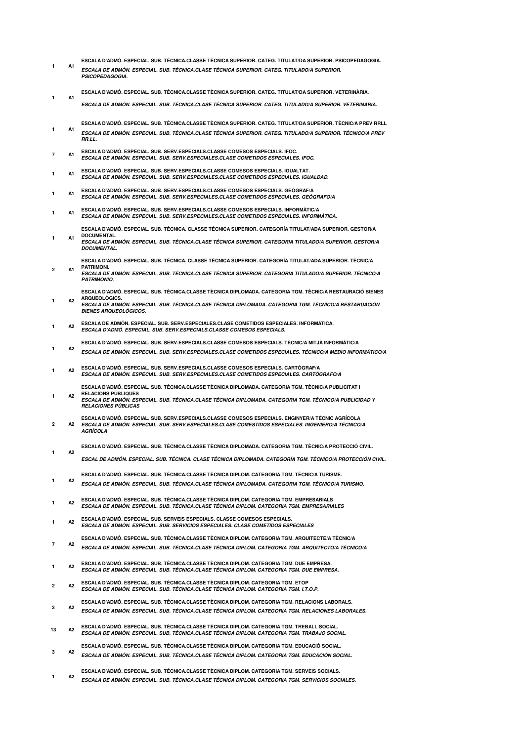| | | |
|---|---|---|
| 1 | A1 | ESCALA D'ADMÓ. ESPECIAL. SUB. TÈCNICA.CLASSE TÈCNICA SUPERIOR. CATEG. TITULAT/DA SUPERIOR. PSICOPEDAGOGIA.<br>*ESCALA DE ADMÓN. ESPECIAL. SUB. TÉCNICA.CLASE TÉCNICA SUPERIOR. CATEG. TITULADO/A SUPERIOR. PSICOPEDAGOGIA.* |
| 1 | A1 | ESCALA D'ADMÓ. ESPECIAL. SUB. TÈCNICA.CLASSE TÈCNICA SUPERIOR. CATEG. TITULAT/DA SUPERIOR. VETERINÀRIA.<br>*ESCALA DE ADMÓN. ESPECIAL. SUB. TÉCNICA.CLASE TÉCNICA SUPERIOR. CATEG. TITULADO/A SUPERIOR. VETERINARIA.* |
| 1 | A1 | ESCALA D'ADMÓ. ESPECIAL. SUB. TÈCNICA.CLASSE TÈCNICA SUPERIOR. CATEG. TITULAT/DA SUPERIOR. TÈCNIC/A PREV RRLL<br>*ESCALA DE ADMÓN. ESPECIAL. SUB. TÉCNICA.CLASE TÉCNICA SUPERIOR. CATEG. TITULADO/A SUPERIOR. TÉCNICO/A PREV RR.LL.* |
| 7 | A1 | ESCALA D'ADMÓ. ESPECIAL. SUB. SERV.ESPECIALS.CLASSE COMESOS ESPECIALS. IFOC.<br>*ESCALA DE ADMÓN. ESPECIAL. SUB. SERV.ESPECIALES.CLASE COMETIDOS ESPECIALES. IFOC.* |
| 1 | A1 | ESCALA D'ADMÓ. ESPECIAL. SUB. SERV.ESPECIALS.CLASSE COMESOS ESPECIALS. IGUALTAT.<br>*ESCALA DE ADMÓN. ESPECIAL. SUB. SERV.ESPECIALES.CLASE COMETIDOS ESPECIALES. IGUALDAD.* |
| 1 | A1 | ESCALA D'ADMÓ. ESPECIAL. SUB. SERV.ESPECIALS.CLASSE COMESOS ESPECIALS. GEÒGRAF/A<br>*ESCALA DE ADMÓN. ESPECIAL. SUB. SERV.ESPECIALES.CLASE COMETIDOS ESPECIALES. GEÓGRAFO/A* |
| 1 | A1 | ESCALA D'ADMÓ. ESPECIAL. SUB. SERV.ESPECIALS.CLASSE COMESOS ESPECIALS. INFORMÀTIC/A<br>*ESCALA DE ADMÓN. ESPECIAL. SUB. SERV.ESPECIALES.CLASE COMETIDOS ESPECIALES. INFORMÁTICA.* |
| 1 | A1 | ESCALA D'ADMÓ. ESPECIAL. SUB. TÈCNICA. CLASSE TÈCNICA SUPERIOR. CATEGORÍA TITULAT/ADA SUPERIOR. GESTOR/A DOCUMENTAL.<br>*ESCALA DE ADMÓN. ESPECIAL. SUB. TÉCNICA.CLASE TÉCNICA SUPERIOR. CATEGORIA TITULADO/A SUPERIOR. GESTOR/A DOCUMENTAL.* |
| 2 | A1 | ESCALA D'ADMÓ. ESPECIAL. SUB. TÈCNICA. CLASSE TÈCNICA SUPERIOR. CATEGORÍA TITULAT/ADA SUPERIOR. TÈCNIC/A PATRIMONI.<br>*ESCALA DE ADMÓN. ESPECIAL. SUB. TÉCNICA.CLASE TÉCNICA SUPERIOR. CATEGORIA TITULADO/A SUPERIOR. TÉCNICO/A PATRIMONIO.* |
| 1 | A2 | ESCALA D'ADMÓ. ESPECIAL. SUB. TÈCNICA.CLASSE TÈCNICA DIPLOMADA. CATEGORIA TGM. TÈCNIC/A RESTAURACIÓ BIENES ARQUEOLÒGICS.<br>*ESCALA DE ADMÓN. ESPECIAL. SUB. TÉCNICA.CLASE TÉCNICA DIPLOMADA. CATEGORIA TGM. TÉCNICO/A RESTARUACIÓN BIENES ARQUEOLÓGICOS.* |
| 1 | A2 | ESCALA DE ADMÓN. ESPECIAL. SUB. SERV.ESPECIALES.CLASE COMETIDOS ESPECIALES. INFORMÁTICA.<br>*ESCALA D'ADMÓ. ESPECIAL. SUB. SERV.ESPECIALS.CLASSE COMESOS ESPECIALS.* |
| 1 | A2 | ESCALA D'ADMÓ. ESPECIAL. SUB. SERV.ESPECIALS.CLASSE COMESOS ESPECIALS. TÈCNIC/A MITJÀ INFORMÀTIC/A<br>*ESCALA DE ADMÓN. ESPECIAL. SUB. SERV.ESPECIALES.CLASE COMETIDOS ESPECIALES. TÉCNICO/A MEDIO INFORMÁTICO/A* |
| 1 | A2 | ESCALA D'ADMÓ. ESPECIAL. SUB. SERV.ESPECIALS.CLASSE COMESOS ESPECIALS. CARTÒGRAF/A<br>*ESCALA DE ADMÓN. ESPECIAL. SUB. SERV.ESPECIALES.CLASE COMETIDOS ESPECIALES. CARTÓGRAFO/A* |
| 1 | A2 | ESCALA D'ADMÓ. ESPECIAL. SUB. TÈCNICA.CLASSE TÈCNICA DIPLOMADA. CATEGORIA TGM. TÈCNIC/A PUBLICITAT I RELACIONS PÚBLIQUES<br>*ESCALA DE ADMÓN. ESPECIAL. SUB. TÉCNICA.CLASE TÉCNICA DIPLOMADA. CATEGORIA TGM. TÉCNICO/A PUBLICIDAD Y RELACIONES PÚBLICAS* |
| 2 | A2 | ESCALA D'ADMÓ. ESPECIAL. SUB. SERV.ESPECIALS.CLASSE COMESOS ESPECIALS. ENGINYER/A TÈCNIC AGRÍCOLA<br>*ESCALA DE ADMÓN. ESPECIAL. SUB. SERV.ESPECIALES.CLASE COMESTIDOS ESPECIALES. INGENIERO/A TÉCNICO/A AGRÍCOLA* |
| 1 | A2 | ESCALA D'ADMÓ. ESPECIAL. SUB. TÈCNICA.CLASSE TÈCNICA DIPLOMADA. CATEGORIA TGM. TÈCNIC/A PROTECCIÓ CIVIL.<br>*ESCAL DE ADMÓN. ESPECIAL. SUB. TÉCNICA. CLASE TÉCNICA DIPLOMADA. CATEGORÍA TGM. TÉCNICO/A PROTECCIÓN CIVIL.* |
| 1 | A2 | ESCALA D'ADMÓ. ESPECIAL. SUB. TÈCNICA.CLASSE TÈCNICA DIPLOM. CATEGORIA TGM. TÈCNIC/A TURISME.<br>*ESCALA DE ADMÓN. ESPECIAL. SUB. TÉCNICA.CLASE TÉCNICA DIPLOMADA. CATEGORIA TGM. TÉCNICO/A TURISMO.* |
| 1 | A2 | ESCALA D'ADMÓ. ESPECIAL. SUB. TÈCNICA.CLASSE TÈCNICA DIPLOM. CATEGORIA TGM. EMPRESARIALS<br>*ESCALA DE ADMÓN. ESPECIAL. SUB. TÉCNICA.CLASE TÉCNICA DIPLOM. CATEGORIA TGM. EMPRESARIALES* |
| 1 | A2 | ESCALA D'ADMÓ. ESPECIAL. SUB. SERVEIS ESPECIALS. CLASSE COMESOS ESPECIALS.<br>*ESCALA DE ADMÓN. ESPECIAL. SUB. SERVICIOS ESPECIALES. CLASE COMETIDOS ESPECIALES* |
| 7 | A2 | ESCALA D'ADMÓ. ESPECIAL. SUB. TÈCNICA.CLASSE TÈCNICA DIPLOM. CATEGORIA TGM. ARQUITECTE/A TÈCNIC/A<br>*ESCALA DE ADMÓN. ESPECIAL. SUB. TÉCNICA.CLASE TÉCNICA DIPLOM. CATEGORIA TGM. ARQUITECTO/A TÉCNICO/A* |
| 1 | A2 | ESCALA D'ADMÓ. ESPECIAL. SUB. TÈCNICA.CLASSE TÈCNICA DIPLOM. CATEGORIA TGM. DUE EMPRESA.<br>*ESCALA DE ADMÓN. ESPECIAL. SUB. TÉCNICA.CLASE TÉCNICA DIPLOM. CATEGORIA TGM. DUE EMPRESA.* |
| 2 | A2 | ESCALA D'ADMÓ. ESPECIAL. SUB. TÈCNICA.CLASSE TÈCNICA DIPLOM. CATEGORIA TGM. ETOP<br>*ESCALA DE ADMÓN. ESPECIAL. SUB. TÉCNICA.CLASE TÉCNICA DIPLOM. CATEGORIA TGM. I.T.O.P.* |
| 3 | A2 | ESCALA D'ADMÓ. ESPECIAL. SUB. TÈCNICA.CLASSE TÈCNICA DIPLOM. CATEGORIA TGM. RELACIONS LABORALS.<br>*ESCALA DE ADMÓN. ESPECIAL. SUB. TÉCNICA.CLASE TÉCNICA DIPLOM. CATEGORIA TGM. RELACIONES LABORALES.* |
| 13 | A2 | ESCALA D'ADMÓ. ESPECIAL. SUB. TÈCNICA.CLASSE TÈCNICA DIPLOM. CATEGORIA TGM. TREBALL SOCIAL.<br>*ESCALA DE ADMÓN. ESPECIAL. SUB. TÉCNICA.CLASE TÉCNICA DIPLOM. CATEGORIA TGM. TRABAJO SOCIAL.* |
| 3 | A2 | ESCALA D'ADMÓ. ESPECIAL. SUB. TÈCNICA.CLASSE TÈCNICA DIPLOM. CATEGORIA TGM. EDUCACIÓ SOCIAL.<br>*ESCALA DE ADMÓN. ESPECIAL. SUB. TÉCNICA.CLASE TÉCNICA DIPLOM. CATEGORIA TGM. EDUCACIÓN SOCIAL.* |
| 1 | A2 | ESCALA D'ADMÓ. ESPECIAL. SUB. TÈCNICA.CLASSE TÈCNICA DIPLOM. CATEGORIA TGM. SERVEIS SOCIALS.<br>*ESCALA DE ADMÓN. ESPECIAL. SUB. TÉCNICA.CLASE TÉCNICA DIPLOM. CATEGORIA TGM. SERVICIOS SOCIALES.* |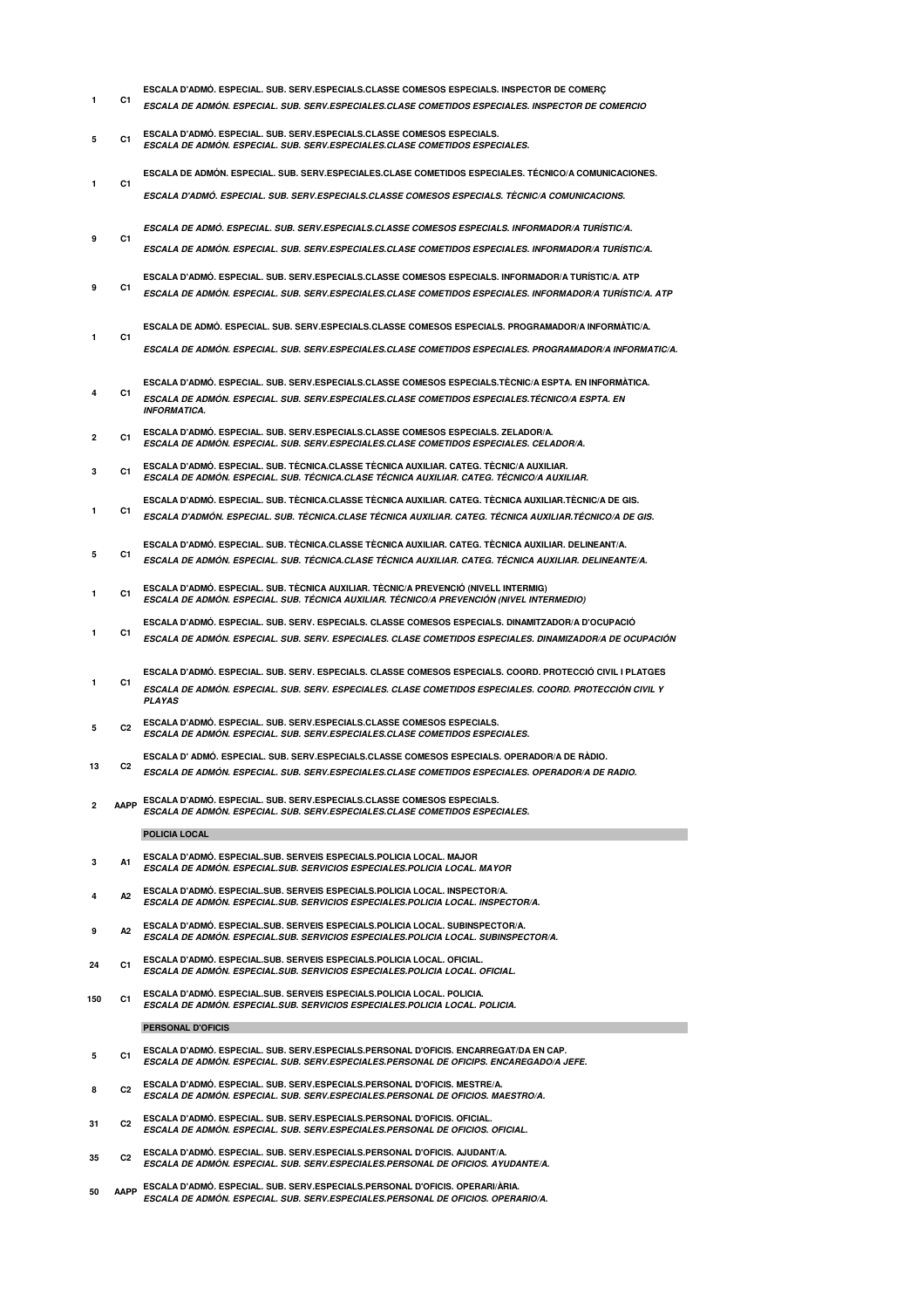| | | |
|---|---|---|
| 1 | C1 | ESCALA D'ADMÓ. ESPECIAL. SUB. SERV.ESPECIALS.CLASSE COMESOS ESPECIALS. INSPECTOR DE COMERÇ<br>*ESCALA DE ADMÓN. ESPECIAL. SUB. SERV.ESPECIALES.CLASE COMETIDOS ESPECIALES. INSPECTOR DE COMERCIO* |
| 5 | C1 | ESCALA D'ADMÓ. ESPECIAL. SUB. SERV.ESPECIALS.CLASSE COMESOS ESPECIALS.<br>*ESCALA DE ADMÓN. ESPECIAL. SUB. SERV.ESPECIALES.CLASE COMETIDOS ESPECIALES.* |
| 1 | C1 | ESCALA DE ADMÓN. ESPECIAL. SUB. SERV.ESPECIALES.CLASE COMETIDOS ESPECIALES. TÉCNICO/A COMUNICACIONES.<br>*ESCALA D'ADMÓ. ESPECIAL. SUB. SERV.ESPECIALS.CLASSE COMESOS ESPECIALS. TÈCNIC/A COMUNICACIONS.* |
| 9 | C1 | *ESCALA DE ADMÓ. ESPECIAL. SUB. SERV.ESPECIALS.CLASSE COMESOS ESPECIALS. INFORMADOR/A TURÍSTIC/A.*<br>*ESCALA DE ADMÓN. ESPECIAL. SUB. SERV.ESPECIALES.CLASE COMETIDOS ESPECIALES. INFORMADOR/A TURÍSTIC/A.* |
| 9 | C1 | ESCALA D'ADMÓ. ESPECIAL. SUB. SERV.ESPECIALS.CLASSE COMESOS ESPECIALS. INFORMADOR/A TURÍSTIC/A. ATP<br>*ESCALA DE ADMÓN. ESPECIAL. SUB. SERV.ESPECIALES.CLASE COMETIDOS ESPECIALES. INFORMADOR/A TURÍSTIC/A. ATP* |
| 1 | C1 | ESCALA DE ADMÓ. ESPECIAL. SUB. SERV.ESPECIALS.CLASSE COMESOS ESPECIALS. PROGRAMADOR/A INFORMÀTIC/A.<br>*ESCALA DE ADMÓN. ESPECIAL. SUB. SERV.ESPECIALES.CLASE COMETIDOS ESPECIALES. PROGRAMADOR/A INFORMATIC/A.* |
| 4 | C1 | ESCALA D'ADMÓ. ESPECIAL. SUB. SERV.ESPECIALS.CLASSE COMESOS ESPECIALS.TÈCNIC/A ESPTA. EN INFORMÀTICA.<br>*ESCALA DE ADMÓN. ESPECIAL. SUB. SERV.ESPECIALES.CLASE COMETIDOS ESPECIALES.TÉCNICO/A ESPTA. EN INFORMATICA.* |
| 2 | C1 | ESCALA D'ADMÓ. ESPECIAL. SUB. SERV.ESPECIALS.CLASSE COMESOS ESPECIALS. ZELADOR/A.<br>*ESCALA DE ADMÓN. ESPECIAL. SUB. SERV.ESPECIALES.CLASE COMETIDOS ESPECIALES. CELADOR/A.* |
| 3 | C1 | ESCALA D'ADMÓ. ESPECIAL. SUB. TÈCNICA.CLASSE TÈCNICA AUXILIAR. CATEG. TÈCNIC/A AUXILIAR.<br>*ESCALA DE ADMÓN. ESPECIAL. SUB. TÉCNICA.CLASE TÉCNICA AUXILIAR. CATEG. TÉCNICO/A AUXILIAR.* |
| 1 | C1 | ESCALA D'ADMÓ. ESPECIAL. SUB. TÈCNICA.CLASSE TÈCNICA AUXILIAR. CATEG. TÈCNICA AUXILIAR.TÈCNIC/A DE GIS.<br>*ESCALA D'ADMÓN. ESPECIAL. SUB. TÉCNICA.CLASE TÉCNICA AUXILIAR. CATEG. TÉCNICA AUXILIAR.TÉCNICO/A DE GIS.* |
| 5 | C1 | ESCALA D'ADMÓ. ESPECIAL. SUB. TÈCNICA.CLASSE TÈCNICA AUXILIAR. CATEG. TÈCNICA AUXILIAR. DELINEANT/A.<br>*ESCALA DE ADMÓN. ESPECIAL. SUB. TÉCNICA.CLASE TÉCNICA AUXILIAR. CATEG. TÉCNICA AUXILIAR. DELINEANTE/A.* |
| 1 | C1 | ESCALA D'ADMÓ. ESPECIAL. SUB. TÈCNICA AUXILIAR. TÈCNIC/A PREVENCIÓ (NIVELL INTERMIG)<br>*ESCALA DE ADMÓN. ESPECIAL. SUB. TÉCNICA AUXILIAR. TÉCNICO/A PREVENCIÓN (NIVEL INTERMEDIO)* |
| 1 | C1 | ESCALA D'ADMÓ. ESPECIAL. SUB. SERV. ESPECIALS. CLASSE COMESOS ESPECIALS. DINAMITZADOR/A D'OCUPACIÓ<br>*ESCALA DE ADMÓN. ESPECIAL. SUB. SERV. ESPECIALES. CLASE COMETIDOS ESPECIALES. DINAMIZADOR/A DE OCUPACIÓN* |
| 1 | C1 | ESCALA D'ADMÓ. ESPECIAL. SUB. SERV. ESPECIALS. CLASSE COMESOS ESPECIALS. COORD. PROTECCIÓ CIVIL I PLATGES<br>*ESCALA DE ADMÓN. ESPECIAL. SUB. SERV. ESPECIALES. CLASE COMETIDOS ESPECIALES. COORD. PROTECCIÓN CIVIL Y PLAYAS* |
| 5 | C2 | ESCALA D'ADMÓ. ESPECIAL. SUB. SERV.ESPECIALS.CLASSE COMESOS ESPECIALS.<br>*ESCALA DE ADMÓN. ESPECIAL. SUB. SERV.ESPECIALES.CLASE COMETIDOS ESPECIALES.* |
| 13 | C2 | ESCALA D' ADMÓ. ESPECIAL. SUB. SERV.ESPECIALS.CLASSE COMESOS ESPECIALS. OPERADOR/A DE RÀDIO.<br>*ESCALA DE ADMÓN. ESPECIAL. SUB. SERV.ESPECIALES.CLASE COMETIDOS ESPECIALES. OPERADOR/A DE RADIO.* |
| 2 | AAPP | ESCALA D'ADMÓ. ESPECIAL. SUB. SERV.ESPECIALS.CLASSE COMESOS ESPECIALS.<br>*ESCALA DE ADMÓN. ESPECIAL. SUB. SERV.ESPECIALES.CLASE COMETIDOS ESPECIALES.* |
| | | **POLICIA LOCAL** |
| 3 | A1 | ESCALA D'ADMÓ. ESPECIAL.SUB. SERVEIS ESPECIALS.POLICIA LOCAL. MAJOR<br>*ESCALA DE ADMÓN. ESPECIAL.SUB. SERVICIOS ESPECIALES.POLICIA LOCAL. MAYOR* |
| 4 | A2 | ESCALA D'ADMÓ. ESPECIAL.SUB. SERVEIS ESPECIALS.POLICIA LOCAL. INSPECTOR/A.<br>*ESCALA DE ADMÓN. ESPECIAL.SUB. SERVICIOS ESPECIALES.POLICIA LOCAL. INSPECTOR/A.* |
| 9 | A2 | ESCALA D'ADMÓ. ESPECIAL.SUB. SERVEIS ESPECIALS.POLICIA LOCAL. SUBINSPECTOR/A.<br>*ESCALA DE ADMÓN. ESPECIAL.SUB. SERVICIOS ESPECIALES.POLICIA LOCAL. SUBINSPECTOR/A.* |
| 24 | C1 | ESCALA D'ADMÓ. ESPECIAL.SUB. SERVEIS ESPECIALS.POLICIA LOCAL. OFICIAL.<br>*ESCALA DE ADMÓN. ESPECIAL.SUB. SERVICIOS ESPECIALES.POLICIA LOCAL. OFICIAL.* |
| 150 | C1 | ESCALA D'ADMÓ. ESPECIAL.SUB. SERVEIS ESPECIALS.POLICIA LOCAL. POLICIA.<br>*ESCALA DE ADMÓN. ESPECIAL.SUB. SERVICIOS ESPECIALES.POLICIA LOCAL. POLICIA.* |
| | | **PERSONAL D'OFICIS** |
| 5 | C1 | ESCALA D'ADMÓ. ESPECIAL. SUB. SERV.ESPECIALS.PERSONAL D'OFICIS. ENCARREGAT/DA EN CAP.<br>*ESCALA DE ADMÓN. ESPECIAL. SUB. SERV.ESPECIALES.PERSONAL DE OFICIPS. ENCAREGADO/A JEFE.* |
| 8 | C2 | ESCALA D'ADMÓ. ESPECIAL. SUB. SERV.ESPECIALS.PERSONAL D'OFICIS. MESTRE/A.<br>*ESCALA DE ADMÓN. ESPECIAL. SUB. SERV.ESPECIALES.PERSONAL DE OFICIOS. MAESTRO/A.* |
| 31 | C2 | ESCALA D'ADMÓ. ESPECIAL. SUB. SERV.ESPECIALS.PERSONAL D'OFICIS. OFICIAL.<br>*ESCALA DE ADMÓN. ESPECIAL. SUB. SERV.ESPECIALES.PERSONAL DE OFICIOS. OFICIAL.* |
| 35 | C2 | ESCALA D'ADMÓ. ESPECIAL. SUB. SERV.ESPECIALS.PERSONAL D'OFICIS. AJUDANT/A.<br>*ESCALA DE ADMÓN. ESPECIAL. SUB. SERV.ESPECIALES.PERSONAL DE OFICIOS. AYUDANTE/A.* |
| 50 | AAPP | ESCALA D'ADMÓ. ESPECIAL. SUB. SERV.ESPECIALS.PERSONAL D'OFICIS. OPERARI/ÀRIA.<br>*ESCALA DE ADMÓN. ESPECIAL. SUB. SERV.ESPECIALES.PERSONAL DE OFICIOS. OPERARIO/A.* |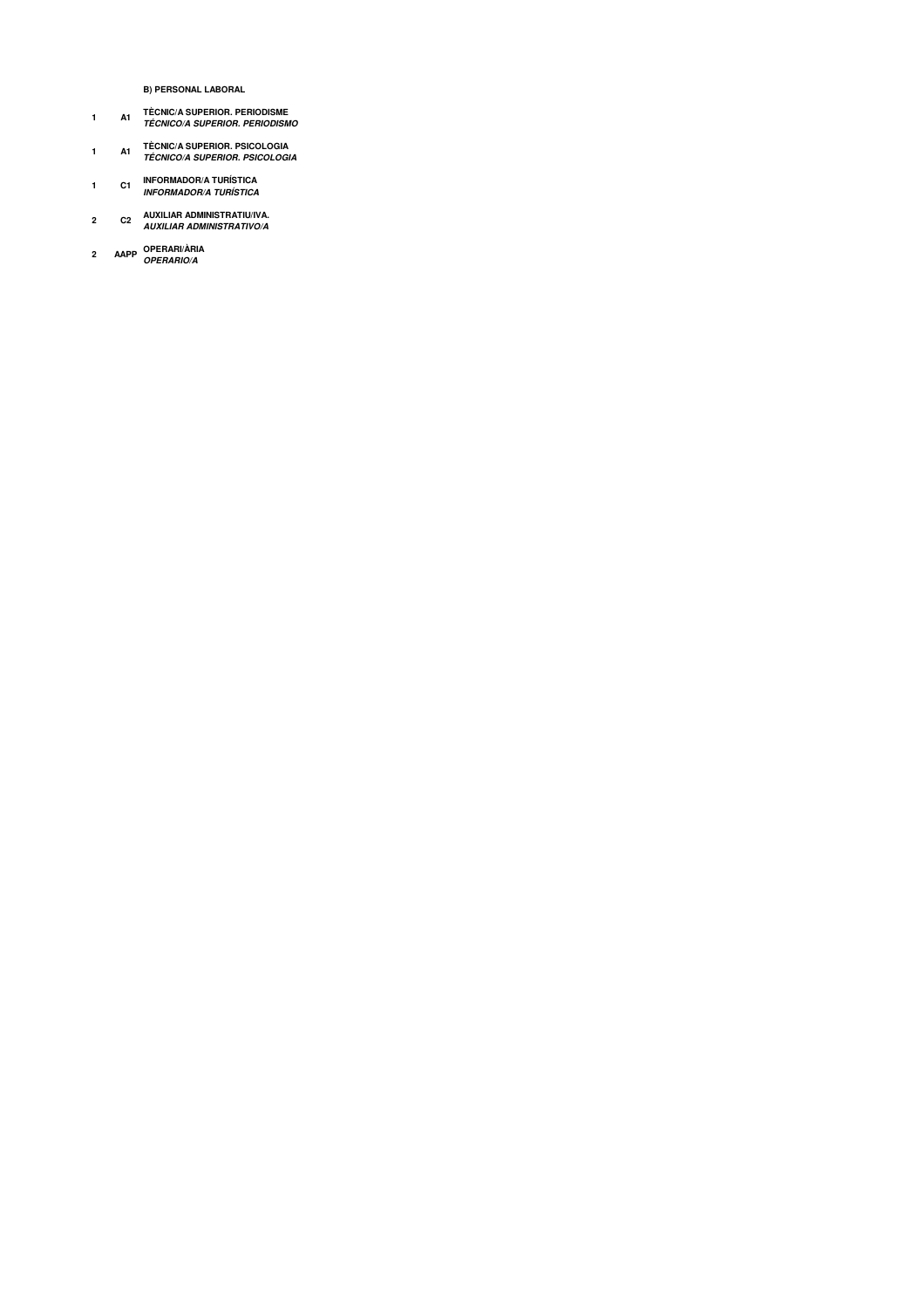**B) PERSONAL LABORAL**

| | | |
|---|---|---|
| 1 | A1 | **TÈCNIC/A SUPERIOR. PERIODISME**<br>***TÉCNICO/A SUPERIOR. PERIODISMO*** |
| 1 | A1 | **TÈCNIC/A SUPERIOR. PSICOLOGIA**<br>***TÉCNICO/A SUPERIOR. PSICOLOGIA*** |
| 1 | C1 | **INFORMADOR/A TURÍSTICA**<br>***INFORMADOR/A TURÍSTICA*** |
| 2 | C2 | **AUXILIAR ADMINISTRATIU/IVA.**<br>***AUXILIAR ADMINISTRATIVO/A*** |
| 2 | AAPP | **OPERARI/ÀRIA**<br>***OPERARIO/A*** |